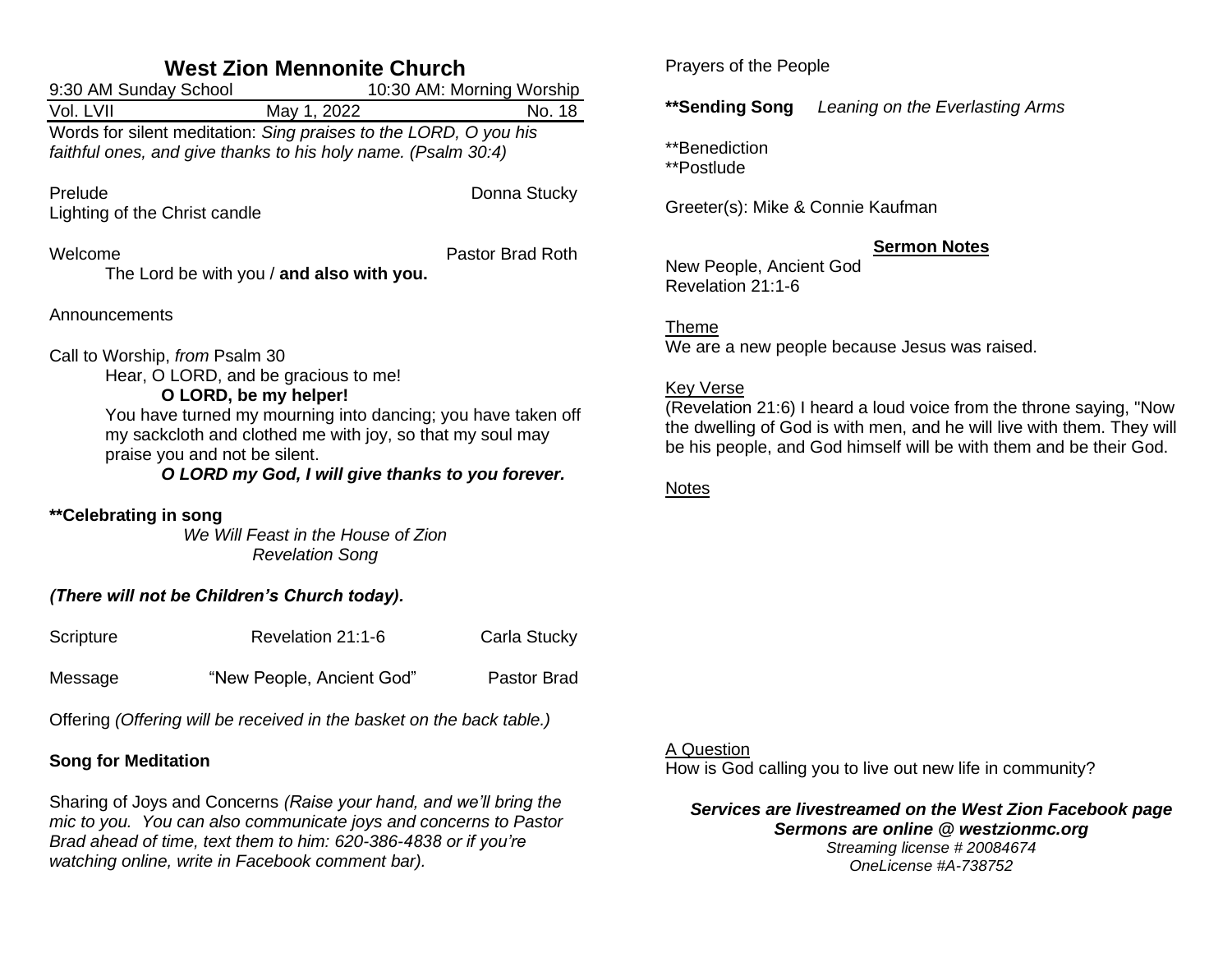# West Zion Mennonite Church

9:30 AM Sunday School — 10:30 AM: Morning Worship

Vol. LVII — May 1, 2022 — No. 18

Words for silent meditation: *Sing praises to the LORD, O you his faithful ones, and give thanks to his holy name. (Psalm 30:4)*

Prelude — Donna Stucky

Lighting of the Christ candle

Welcome — Pastor Brad Roth

The Lord be with you / **and also with you.**

Announcements

Call to Worship, *from* Psalm 30

Hear, O LORD, and be gracious to me!

**O LORD, be my helper!**

You have turned my mourning into dancing; you have taken off my sackcloth and clothed me with joy, so that my soul may praise you and not be silent.

***O LORD my God, I will give thanks to you forever.***

**\*\*Celebrating in song**

*We Will Feast in the House of Zion*

*Revelation Song*

***(There will not be Children's Church today).***

Scripture — Revelation 21:1-6 — Carla Stucky

Message — "New People, Ancient God" — Pastor Brad

Offering *(Offering will be received in the basket on the back table.)*

**Song for Meditation**

Sharing of Joys and Concerns *(Raise your hand, and we'll bring the mic to you. You can also communicate joys and concerns to Pastor Brad ahead of time, text them to him: 620-386-4838 or if you're watching online, write in Facebook comment bar).*

Prayers of the People

**\*\*Sending Song** *Leaning on the Everlasting Arms*

\*\*Benediction

\*\*Postlude

Greeter(s): Mike & Connie Kaufman

## Sermon Notes

New People, Ancient God

Revelation 21:1-6

Theme

We are a new people because Jesus was raised.

Key Verse

(Revelation 21:6) I heard a loud voice from the throne saying, "Now the dwelling of God is with men, and he will live with them. They will be his people, and God himself will be with them and be their God.

Notes

A Question

How is God calling you to live out new life in community?

***Services are livestreamed on the West Zion Facebook page***

***Sermons are online @ westzionmc.org***

*Streaming license # 20084674*

*OneLicense #A-738752*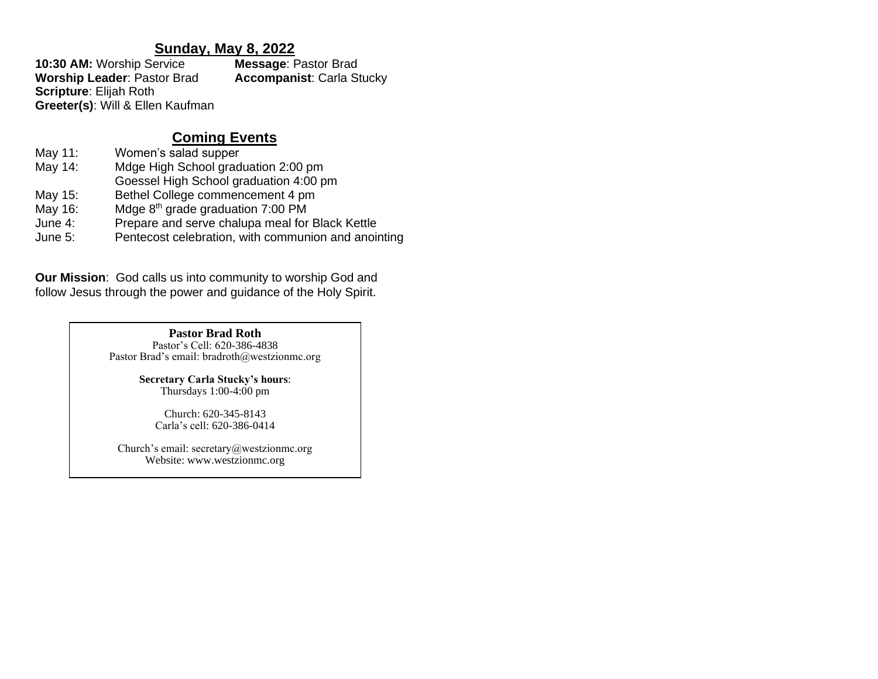## Sunday, May 8, 2022

**10:30 AM:** Worship Service
**Message**: Pastor Brad
**Worship Leader**: Pastor Brad
**Accompanist**: Carla Stucky
**Scripture**: Elijah Roth
**Greeter(s)**: Will & Ellen Kaufman

## Coming Events

| | |
|---|---|
| May 11: | Women's salad supper |
| May 14: | Mdge High School graduation 2:00 pm |
| | Goessel High School graduation 4:00 pm |
| May 15: | Bethel College commencement 4 pm |
| May 16: | Mdge 8th grade graduation 7:00 PM |
| June 4: | Prepare and serve chalupa meal for Black Kettle |
| June 5: | Pentecost celebration, with communion and anointing |

**Our Mission**: God calls us into community to worship God and follow Jesus through the power and guidance of the Holy Spirit.

**Pastor Brad Roth**
Pastor's Cell: 620-386-4838
Pastor Brad's email: bradroth@westzionmc.org

**Secretary Carla Stucky's hours**:
Thursdays 1:00-4:00 pm

Church: 620-345-8143
Carla's cell: 620-386-0414

Church's email: secretary@westzionmc.org
Website: www.westzionmc.org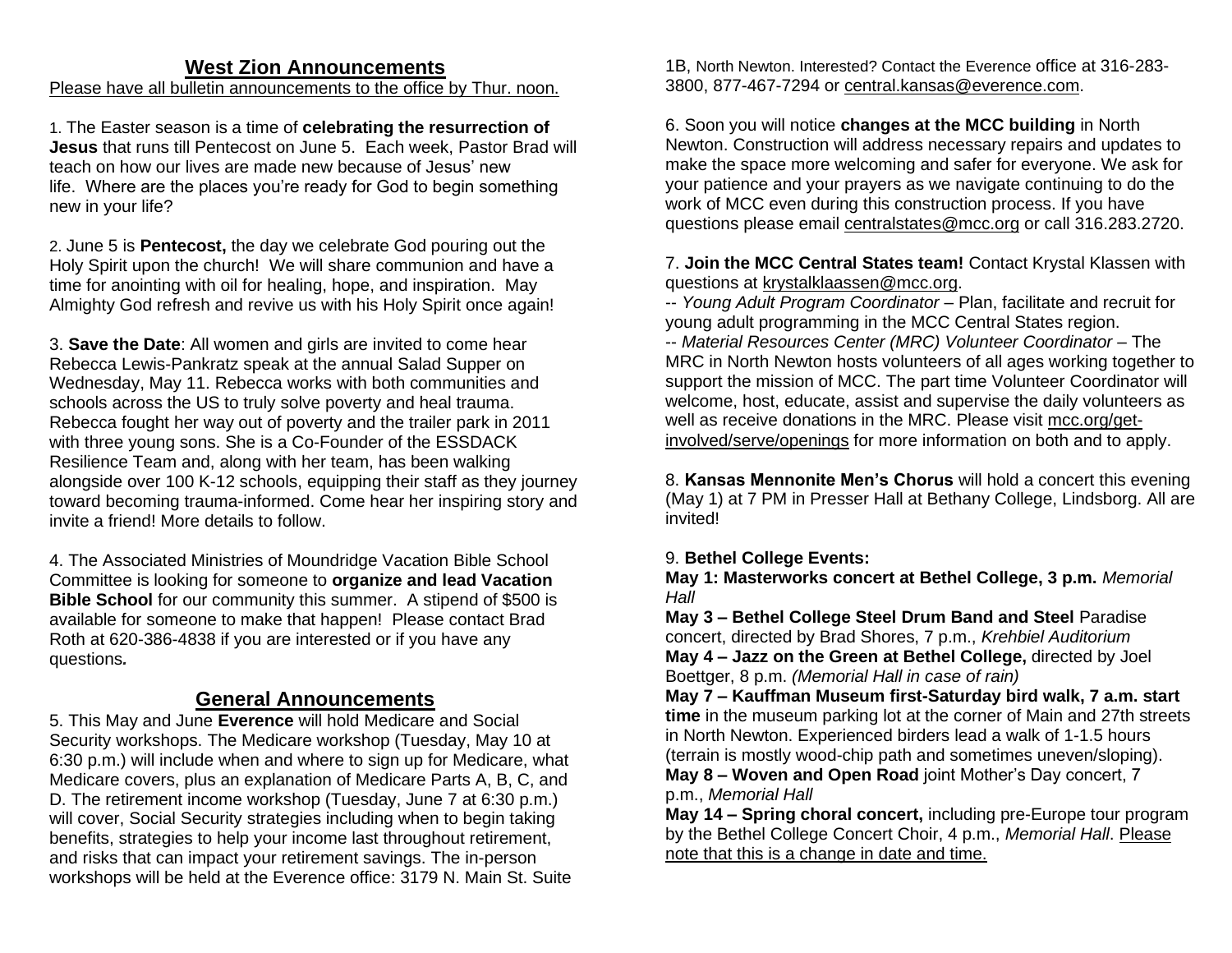## West Zion Announcements

Please have all bulletin announcements to the office by Thur. noon.

1. The Easter season is a time of **celebrating the resurrection of Jesus** that runs till Pentecost on June 5. Each week, Pastor Brad will teach on how our lives are made new because of Jesus' new life. Where are the places you're ready for God to begin something new in your life?

2. June 5 is **Pentecost,** the day we celebrate God pouring out the Holy Spirit upon the church! We will share communion and have a time for anointing with oil for healing, hope, and inspiration. May Almighty God refresh and revive us with his Holy Spirit once again!

3. **Save the Date**: All women and girls are invited to come hear Rebecca Lewis-Pankratz speak at the annual Salad Supper on Wednesday, May 11. Rebecca works with both communities and schools across the US to truly solve poverty and heal trauma. Rebecca fought her way out of poverty and the trailer park in 2011 with three young sons. She is a Co-Founder of the ESSDACK Resilience Team and, along with her team, has been walking alongside over 100 K-12 schools, equipping their staff as they journey toward becoming trauma-informed. Come hear her inspiring story and invite a friend! More details to follow.

4. The Associated Ministries of Moundridge Vacation Bible School Committee is looking for someone to **organize and lead Vacation Bible School** for our community this summer. A stipend of $500 is available for someone to make that happen! Please contact Brad Roth at 620-386-4838 if you are interested or if you have any questions*.*

## General Announcements

5. This May and June **Everence** will hold Medicare and Social Security workshops. The Medicare workshop (Tuesday, May 10 at 6:30 p.m.) will include when and where to sign up for Medicare, what Medicare covers, plus an explanation of Medicare Parts A, B, C, and D. The retirement income workshop (Tuesday, June 7 at 6:30 p.m.) will cover, Social Security strategies including when to begin taking benefits, strategies to help your income last throughout retirement, and risks that can impact your retirement savings. The in-person workshops will be held at the Everence office: 3179 N. Main St. Suite 1B, North Newton. Interested? Contact the Everence office at 316-283-3800, 877-467-7294 or central.kansas@everence.com.

6. Soon you will notice **changes at the MCC building** in North Newton. Construction will address necessary repairs and updates to make the space more welcoming and safer for everyone. We ask for your patience and your prayers as we navigate continuing to do the work of MCC even during this construction process. If you have questions please email centralstates@mcc.org or call 316.283.2720.

7. **Join the MCC Central States team!** Contact Krystal Klassen with questions at krystalklaassen@mcc.org.

-- *Young Adult Program Coordinator* – Plan, facilitate and recruit for young adult programming in the MCC Central States region.

-- *Material Resources Center (MRC) Volunteer Coordinator* – The MRC in North Newton hosts volunteers of all ages working together to support the mission of MCC. The part time Volunteer Coordinator will welcome, host, educate, assist and supervise the daily volunteers as well as receive donations in the MRC. Please visit mcc.org/get-involved/serve/openings for more information on both and to apply.

8. **Kansas Mennonite Men's Chorus** will hold a concert this evening (May 1) at 7 PM in Presser Hall at Bethany College, Lindsborg. All are invited!

9. **Bethel College Events:**

**May 1: Masterworks concert at Bethel College, 3 p.m.** *Memorial Hall*

**May 3 – Bethel College Steel Drum Band and Steel** Paradise concert, directed by Brad Shores, 7 p.m., *Krehbiel Auditorium*

**May 4 – Jazz on the Green at Bethel College,** directed by Joel Boettger, 8 p.m. *(Memorial Hall in case of rain)*

**May 7 – Kauffman Museum first-Saturday bird walk, 7 a.m. start time** in the museum parking lot at the corner of Main and 27th streets in North Newton. Experienced birders lead a walk of 1-1.5 hours (terrain is mostly wood-chip path and sometimes uneven/sloping).

**May 8 – Woven and Open Road** joint Mother's Day concert, 7 p.m., *Memorial Hall*

**May 14 – Spring choral concert,** including pre-Europe tour program by the Bethel College Concert Choir, 4 p.m., *Memorial Hall*. Please note that this is a change in date and time.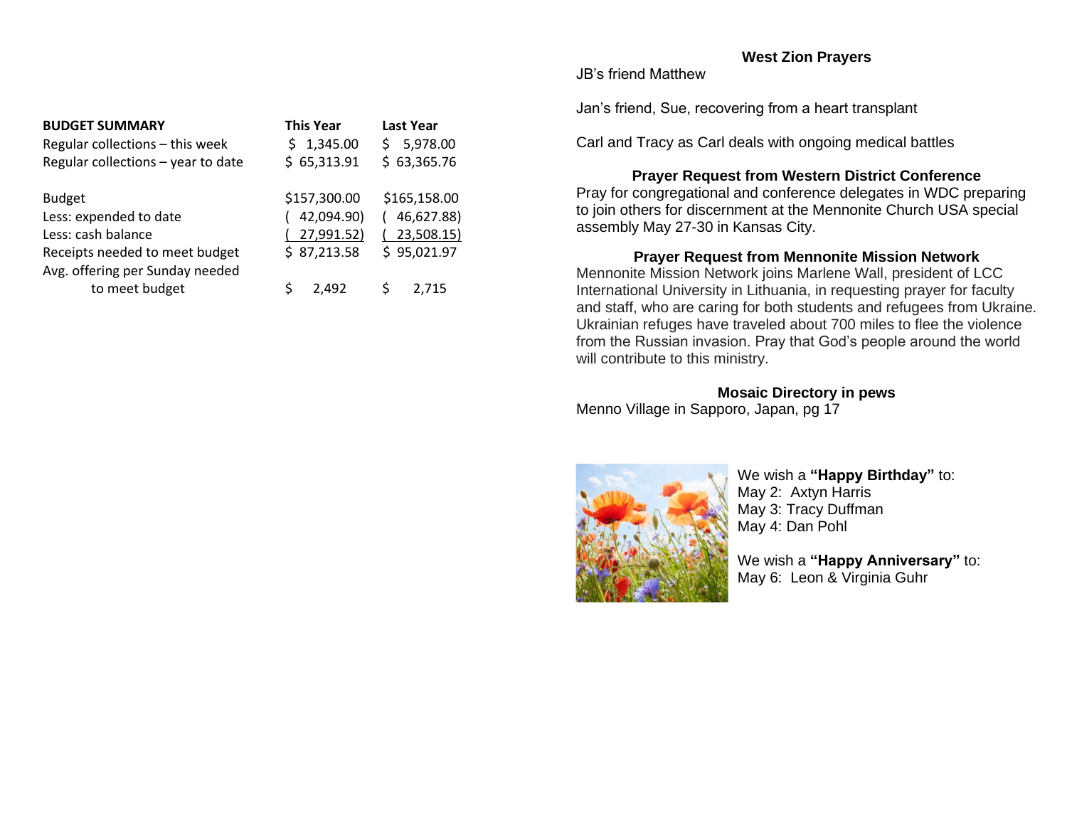| BUDGET SUMMARY | This Year | Last Year |
|---|---|---|
| Regular collections – this week | $ 1,345.00 | $ 5,978.00 |
| Regular collections – year to date | $ 65,313.91 | $ 63,365.76 |
| Budget | $157,300.00 | $165,158.00 |
| Less: expended to date | ( 42,094.90) | ( 46,627.88) |
| Less: cash balance | ( 27,991.52) | ( 23,508.15) |
| Receipts needed to meet budget | $ 87,213.58 | $ 95,021.97 |
| Avg. offering per Sunday needed to meet budget | $ 2,492 | $ 2,715 |

### West Zion Prayers

JB's friend Matthew

Jan's friend, Sue, recovering from a heart transplant

Carl and Tracy as Carl deals with ongoing medical battles

### Prayer Request from Western District Conference

Pray for congregational and conference delegates in WDC preparing to join others for discernment at the Mennonite Church USA special assembly May 27-30 in Kansas City.

### Prayer Request from Mennonite Mission Network

Mennonite Mission Network joins Marlene Wall, president of LCC International University in Lithuania, in requesting prayer for faculty and staff, who are caring for both students and refugees from Ukraine. Ukrainian refuges have traveled about 700 miles to flee the violence from the Russian invasion. Pray that God's people around the world will contribute to this ministry.

### Mosaic Directory in pews

Menno Village in Sapporo, Japan, pg 17

We wish a **"Happy Birthday"** to:
May 2: Axtyn Harris
May 3: Tracy Duffman
May 4: Dan Pohl

We wish a **"Happy Anniversary"** to:
May 6: Leon & Virginia Guhr